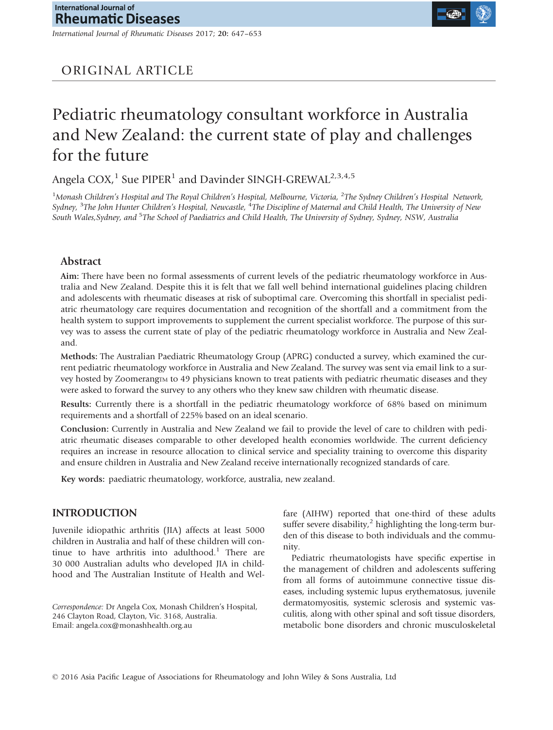ORIGINAL ARTICLE

# Pediatric rheumatology consultant workforce in Australia and New Zealand: the current state of play and challenges for the future

Angela COX,[1] Sue PIPER[1] and Davinder SINGH-GREWAL[2,3,4,5]

[1]*Monash Children's Hospital and The Royal Children's Hospital, Melbourne, Victoria,* [2]*The Sydney Children's Hospital Network, Sydney,* [3]*The John Hunter Children's Hospital, Newcastle,* [4]*The Discipline of Maternal and Child Health, The University of New South Wales, Sydney, and* [5]*The School of Paediatrics and Child Health, The University of Sydney, Sydney, NSW, Australia*

## Abstract

**Aim:** There have been no formal assessments of current levels of the pediatric rheumatology workforce in Australia and New Zealand. Despite this it is felt that we fall well behind international guidelines placing children and adolescents with rheumatic diseases at risk of suboptimal care. Overcoming this shortfall in specialist pediatric rheumatology care requires documentation and recognition of the shortfall and a commitment from the health system to support improvements to supplement the current specialist workforce. The purpose of this survey was to assess the current state of play of the pediatric rheumatology workforce in Australia and New Zealand.

**Methods:** The Australian Paediatric Rheumatology Group (APRG) conducted a survey, which examined the current pediatric rheumatology workforce in Australia and New Zealand. The survey was sent via email link to a survey hosted by Zoomerang™ to 49 physicians known to treat patients with pediatric rheumatic diseases and they were asked to forward the survey to any others who they knew saw children with rheumatic disease.

**Results:** Currently there is a shortfall in the pediatric rheumatology workforce of 68% based on minimum requirements and a shortfall of 225% based on an ideal scenario.

**Conclusion:** Currently in Australia and New Zealand we fail to provide the level of care to children with pediatric rheumatic diseases comparable to other developed health economies worldwide. The current deficiency requires an increase in resource allocation to clinical service and speciality training to overcome this disparity and ensure children in Australia and New Zealand receive internationally recognized standards of care.

**Key words:** paediatric rheumatology, workforce, australia, new zealand.

## INTRODUCTION

Juvenile idiopathic arthritis (JIA) affects at least 5000 children in Australia and half of these children will continue to have arthritis into adulthood.[1] There are 30 000 Australian adults who developed JIA in childhood and The Australian Institute of Health and Welfare (AIHW) reported that one-third of these adults suffer severe disability,[2] highlighting the long-term burden of this disease to both individuals and the community.

Pediatric rheumatologists have specific expertise in the management of children and adolescents suffering from all forms of autoimmune connective tissue diseases, including systemic lupus erythematosus, juvenile dermatomyositis, systemic sclerosis and systemic vasculitis, along with other spinal and soft tissue disorders, metabolic bone disorders and chronic musculoskeletal

*Correspondence:* Dr Angela Cox, Monash Children's Hospital, 246 Clayton Road, Clayton, Vic. 3168, Australia.
Email: angela.cox@monashhealth.org.au

© 2016 Asia Pacific League of Associations for Rheumatology and John Wiley & Sons Australia, Ltd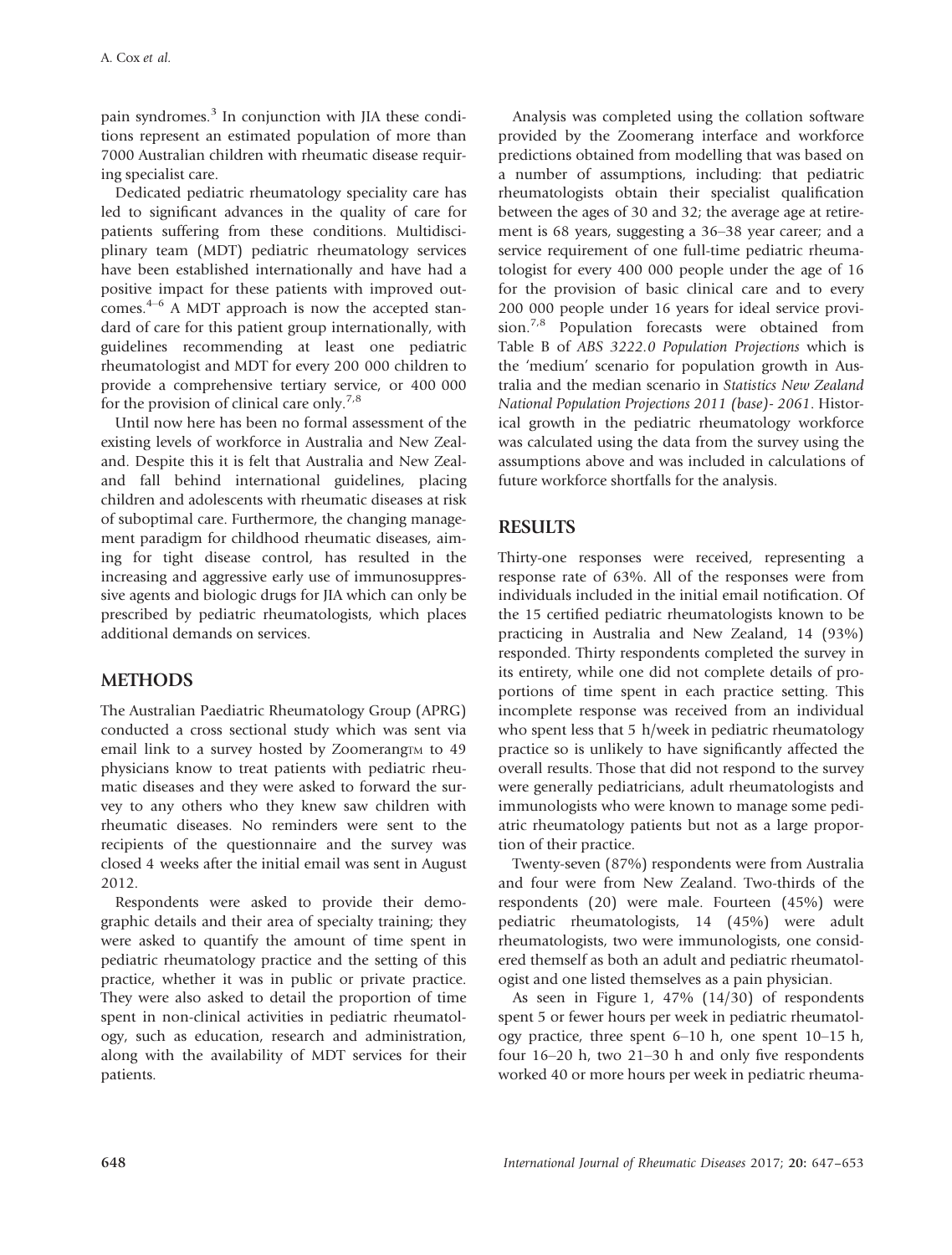pain syndromes.[3] In conjunction with JIA these conditions represent an estimated population of more than 7000 Australian children with rheumatic disease requiring specialist care.

Dedicated pediatric rheumatology speciality care has led to significant advances in the quality of care for patients suffering from these conditions. Multidisciplinary team (MDT) pediatric rheumatology services have been established internationally and have had a positive impact for these patients with improved outcomes.[4–6] A MDT approach is now the accepted standard of care for this patient group internationally, with guidelines recommending at least one pediatric rheumatologist and MDT for every 200 000 children to provide a comprehensive tertiary service, or 400 000 for the provision of clinical care only.[7,8]

Until now here has been no formal assessment of the existing levels of workforce in Australia and New Zealand. Despite this it is felt that Australia and New Zealand fall behind international guidelines, placing children and adolescents with rheumatic diseases at risk of suboptimal care. Furthermore, the changing management paradigm for childhood rheumatic diseases, aiming for tight disease control, has resulted in the increasing and aggressive early use of immunosuppressive agents and biologic drugs for JIA which can only be prescribed by pediatric rheumatologists, which places additional demands on services.

## METHODS

The Australian Paediatric Rheumatology Group (APRG) conducted a cross sectional study which was sent via email link to a survey hosted by Zoomerang™ to 49 physicians know to treat patients with pediatric rheumatic diseases and they were asked to forward the survey to any others who they knew saw children with rheumatic diseases. No reminders were sent to the recipients of the questionnaire and the survey was closed 4 weeks after the initial email was sent in August 2012.

Respondents were asked to provide their demographic details and their area of specialty training; they were asked to quantify the amount of time spent in pediatric rheumatology practice and the setting of this practice, whether it was in public or private practice. They were also asked to detail the proportion of time spent in non-clinical activities in pediatric rheumatology, such as education, research and administration, along with the availability of MDT services for their patients.

Analysis was completed using the collation software provided by the Zoomerang interface and workforce predictions obtained from modelling that was based on a number of assumptions, including: that pediatric rheumatologists obtain their specialist qualification between the ages of 30 and 32; the average age at retirement is 68 years, suggesting a 36–38 year career; and a service requirement of one full-time pediatric rheumatologist for every 400 000 people under the age of 16 for the provision of basic clinical care and to every 200 000 people under 16 years for ideal service provision.[7,8] Population forecasts were obtained from Table B of *ABS 3222.0 Population Projections* which is the 'medium' scenario for population growth in Australia and the median scenario in *Statistics New Zealand National Population Projections 2011 (base)- 2061*. Historical growth in the pediatric rheumatology workforce was calculated using the data from the survey using the assumptions above and was included in calculations of future workforce shortfalls for the analysis.

## RESULTS

Thirty-one responses were received, representing a response rate of 63%. All of the responses were from individuals included in the initial email notification. Of the 15 certified pediatric rheumatologists known to be practicing in Australia and New Zealand, 14 (93%) responded. Thirty respondents completed the survey in its entirety, while one did not complete details of proportions of time spent in each practice setting. This incomplete response was received from an individual who spent less that 5 h/week in pediatric rheumatology practice so is unlikely to have significantly affected the overall results. Those that did not respond to the survey were generally pediatricians, adult rheumatologists and immunologists who were known to manage some pediatric rheumatology patients but not as a large proportion of their practice.

Twenty-seven (87%) respondents were from Australia and four were from New Zealand. Two-thirds of the respondents (20) were male. Fourteen (45%) were pediatric rheumatologists, 14 (45%) were adult rheumatologists, two were immunologists, one considered themself as both an adult and pediatric rheumatologist and one listed themselves as a pain physician.

As seen in Figure 1, 47% (14/30) of respondents spent 5 or fewer hours per week in pediatric rheumatology practice, three spent 6–10 h, one spent 10–15 h, four 16–20 h, two 21–30 h and only five respondents worked 40 or more hours per week in pediatric rheuma-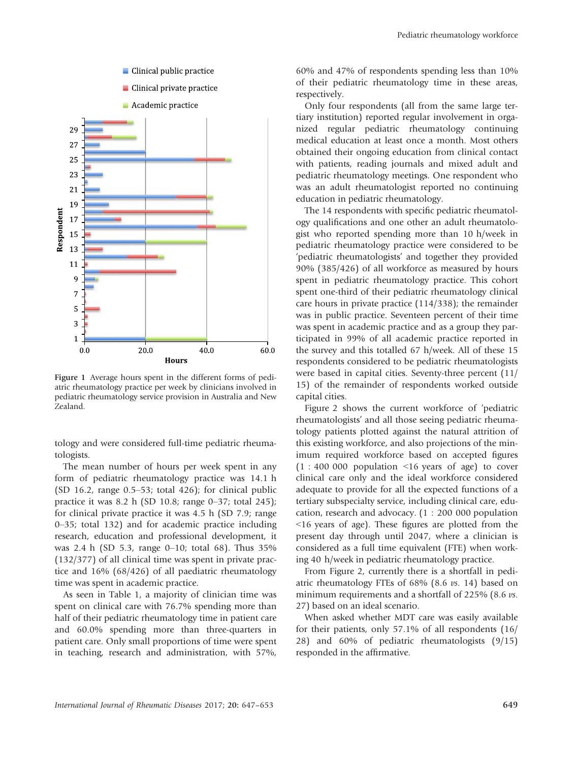Figure 1 Average hours spent in the different forms of pediatric rheumatology practice per week by clinicians involved in pediatric rheumatology service provision in Australia and New Zealand.

tology and were considered full-time pediatric rheumatologists.

The mean number of hours per week spent in any form of pediatric rheumatology practice was 14.1 h (SD 16.2, range 0.5–53; total 426); for clinical public practice it was 8.2 h (SD 10.8; range 0–37; total 245); for clinical private practice it was 4.5 h (SD 7.9; range 0–35; total 132) and for academic practice including research, education and professional development, it was 2.4 h (SD 5.3, range 0–10; total 68). Thus 35% (132/377) of all clinical time was spent in private practice and 16% (68/426) of all paediatric rheumatology time was spent in academic practice.

As seen in Table 1, a majority of clinician time was spent on clinical care with 76.7% spending more than half of their pediatric rheumatology time in patient care and 60.0% spending more than three-quarters in patient care. Only small proportions of time were spent in teaching, research and administration, with 57%, 60% and 47% of respondents spending less than 10% of their pediatric rheumatology time in these areas, respectively.

Only four respondents (all from the same large tertiary institution) reported regular involvement in organized regular pediatric rheumatology continuing medical education at least once a month. Most others obtained their ongoing education from clinical contact with patients, reading journals and mixed adult and pediatric rheumatology meetings. One respondent who was an adult rheumatologist reported no continuing education in pediatric rheumatology.

The 14 respondents with specific pediatric rheumatology qualifications and one other an adult rheumatologist who reported spending more than 10 h/week in pediatric rheumatology practice were considered to be 'pediatric rheumatologists' and together they provided 90% (385/426) of all workforce as measured by hours spent in pediatric rheumatology practice. This cohort spent one-third of their pediatric rheumatology clinical care hours in private practice (114/338); the remainder was in public practice. Seventeen percent of their time was spent in academic practice and as a group they participated in 99% of all academic practice reported in the survey and this totalled 67 h/week. All of these 15 respondents considered to be pediatric rheumatologists were based in capital cities. Seventy-three percent (11/15) of the remainder of respondents worked outside capital cities.

Figure 2 shows the current workforce of 'pediatric rheumatologists' and all those seeing pediatric rheumatology patients plotted against the natural attrition of this existing workforce, and also projections of the minimum required workforce based on accepted figures (1 : 400 000 population <16 years of age) to cover clinical care only and the ideal workforce considered adequate to provide for all the expected functions of a tertiary subspecialty service, including clinical care, education, research and advocacy. (1 : 200 000 population <16 years of age). These figures are plotted from the present day through until 2047, where a clinician is considered as a full time equivalent (FTE) when working 40 h/week in pediatric rheumatology practice.

From Figure 2, currently there is a shortfall in pediatric rheumatology FTEs of 68% (8.6 *vs.* 14) based on minimum requirements and a shortfall of 225% (8.6 *vs.* 27) based on an ideal scenario.

When asked whether MDT care was easily available for their patients, only 57.1% of all respondents (16/28) and 60% of pediatric rheumatologists (9/15) responded in the affirmative.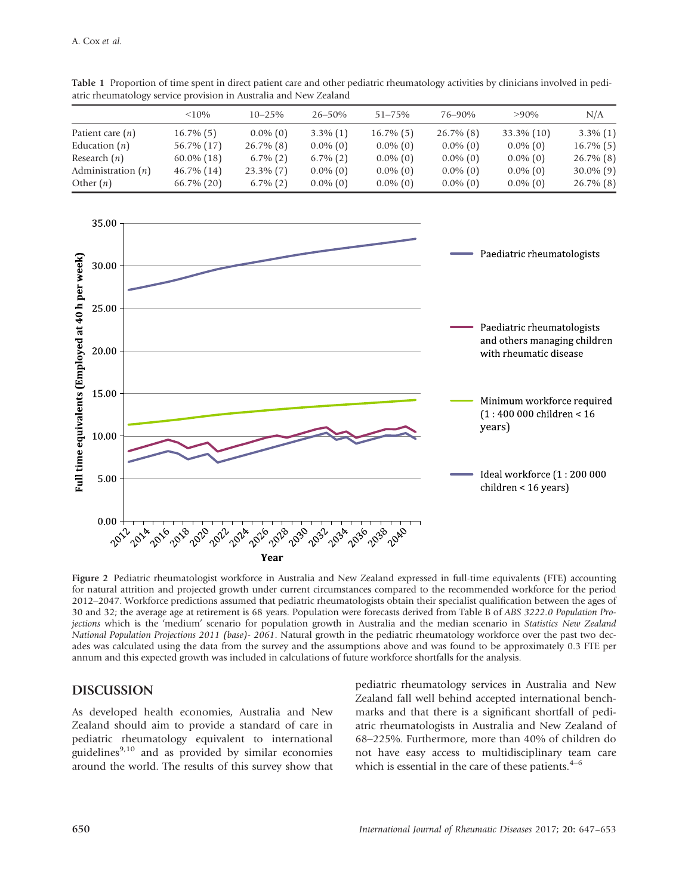**Table 1** Proportion of time spent in direct patient care and other pediatric rheumatology activities by clinicians involved in pediatric rheumatology service provision in Australia and New Zealand

| | <10% | 10–25% | 26–50% | 51–75% | 76–90% | >90% | N/A |
|---|---|---|---|---|---|---|---|
| Patient care (*n*) | 16.7% (5) | 0.0% (0) | 3.3% (1) | 16.7% (5) | 26.7% (8) | 33.3% (10) | 3.3% (1) |
| Education (*n*) | 56.7% (17) | 26.7% (8) | 0.0% (0) | 0.0% (0) | 0.0% (0) | 0.0% (0) | 16.7% (5) |
| Research (*n*) | 60.0% (18) | 6.7% (2) | 6.7% (2) | 0.0% (0) | 0.0% (0) | 0.0% (0) | 26.7% (8) |
| Administration (*n*) | 46.7% (14) | 23.3% (7) | 0.0% (0) | 0.0% (0) | 0.0% (0) | 0.0% (0) | 30.0% (9) |
| Other (*n*) | 66.7% (20) | 6.7% (2) | 0.0% (0) | 0.0% (0) | 0.0% (0) | 0.0% (0) | 26.7% (8) |

**Figure 2** Pediatric rheumatologist workforce in Australia and New Zealand expressed in full-time equivalents (FTE) accounting for natural attrition and projected growth under current circumstances compared to the recommended workforce for the period 2012–2047. Workforce predictions assumed that pediatric rheumatologists obtain their specialist qualification between the ages of 30 and 32; the average age at retirement is 68 years. Population were forecasts derived from Table B of *ABS 3222.0 Population Projections* which is the 'medium' scenario for population growth in Australia and the median scenario in *Statistics New Zealand National Population Projections 2011 (base)- 2061*. Natural growth in the pediatric rheumatology workforce over the past two decades was calculated using the data from the survey and the assumptions above and was found to be approximately 0.3 FTE per annum and this expected growth was included in calculations of future workforce shortfalls for the analysis.

## DISCUSSION

As developed health economies, Australia and New Zealand should aim to provide a standard of care in pediatric rheumatology equivalent to international guidelines[9,10] and as provided by similar economies around the world. The results of this survey show that pediatric rheumatology services in Australia and New Zealand fall well behind accepted international benchmarks and that there is a significant shortfall of pediatric rheumatologists in Australia and New Zealand of 68–225%. Furthermore, more than 40% of children do not have easy access to multidisciplinary team care which is essential in the care of these patients.[4–6]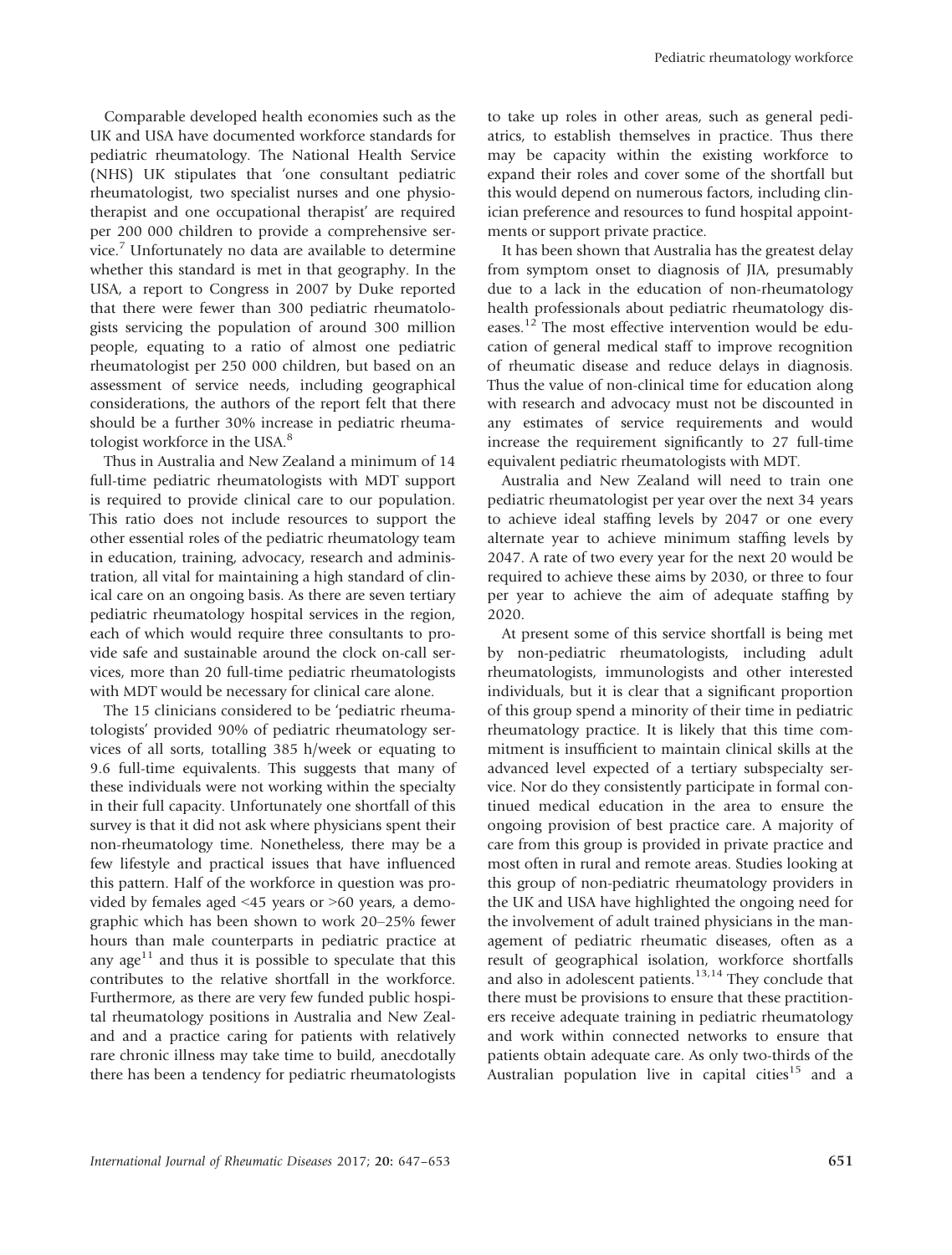Comparable developed health economies such as the UK and USA have documented workforce standards for pediatric rheumatology. The National Health Service (NHS) UK stipulates that 'one consultant pediatric rheumatologist, two specialist nurses and one physiotherapist and one occupational therapist' are required per 200 000 children to provide a comprehensive service.[7] Unfortunately no data are available to determine whether this standard is met in that geography. In the USA, a report to Congress in 2007 by Duke reported that there were fewer than 300 pediatric rheumatologists servicing the population of around 300 million people, equating to a ratio of almost one pediatric rheumatologist per 250 000 children, but based on an assessment of service needs, including geographical considerations, the authors of the report felt that there should be a further 30% increase in pediatric rheumatologist workforce in the USA.[8]

Thus in Australia and New Zealand a minimum of 14 full-time pediatric rheumatologists with MDT support is required to provide clinical care to our population. This ratio does not include resources to support the other essential roles of the pediatric rheumatology team in education, training, advocacy, research and administration, all vital for maintaining a high standard of clinical care on an ongoing basis. As there are seven tertiary pediatric rheumatology hospital services in the region, each of which would require three consultants to provide safe and sustainable around the clock on-call services, more than 20 full-time pediatric rheumatologists with MDT would be necessary for clinical care alone.

The 15 clinicians considered to be 'pediatric rheumatologists' provided 90% of pediatric rheumatology services of all sorts, totalling 385 h/week or equating to 9.6 full-time equivalents. This suggests that many of these individuals were not working within the specialty in their full capacity. Unfortunately one shortfall of this survey is that it did not ask where physicians spent their non-rheumatology time. Nonetheless, there may be a few lifestyle and practical issues that have influenced this pattern. Half of the workforce in question was provided by females aged <45 years or >60 years, a demographic which has been shown to work 20–25% fewer hours than male counterparts in pediatric practice at any age[11] and thus it is possible to speculate that this contributes to the relative shortfall in the workforce. Furthermore, as there are very few funded public hospital rheumatology positions in Australia and New Zealand and a practice caring for patients with relatively rare chronic illness may take time to build, anecdotally there has been a tendency for pediatric rheumatologists to take up roles in other areas, such as general pediatrics, to establish themselves in practice. Thus there may be capacity within the existing workforce to expand their roles and cover some of the shortfall but this would depend on numerous factors, including clinician preference and resources to fund hospital appointments or support private practice.

It has been shown that Australia has the greatest delay from symptom onset to diagnosis of JIA, presumably due to a lack in the education of non-rheumatology health professionals about pediatric rheumatology diseases.[12] The most effective intervention would be education of general medical staff to improve recognition of rheumatic disease and reduce delays in diagnosis. Thus the value of non-clinical time for education along with research and advocacy must not be discounted in any estimates of service requirements and would increase the requirement significantly to 27 full-time equivalent pediatric rheumatologists with MDT.

Australia and New Zealand will need to train one pediatric rheumatologist per year over the next 34 years to achieve ideal staffing levels by 2047 or one every alternate year to achieve minimum staffing levels by 2047. A rate of two every year for the next 20 would be required to achieve these aims by 2030, or three to four per year to achieve the aim of adequate staffing by 2020.

At present some of this service shortfall is being met by non-pediatric rheumatologists, including adult rheumatologists, immunologists and other interested individuals, but it is clear that a significant proportion of this group spend a minority of their time in pediatric rheumatology practice. It is likely that this time commitment is insufficient to maintain clinical skills at the advanced level expected of a tertiary subspecialty service. Nor do they consistently participate in formal continued medical education in the area to ensure the ongoing provision of best practice care. A majority of care from this group is provided in private practice and most often in rural and remote areas. Studies looking at this group of non-pediatric rheumatology providers in the UK and USA have highlighted the ongoing need for the involvement of adult trained physicians in the management of pediatric rheumatic diseases, often as a result of geographical isolation, workforce shortfalls and also in adolescent patients.[13,14] They conclude that there must be provisions to ensure that these practitioners receive adequate training in pediatric rheumatology and work within connected networks to ensure that patients obtain adequate care. As only two-thirds of the Australian population live in capital cities[15] and a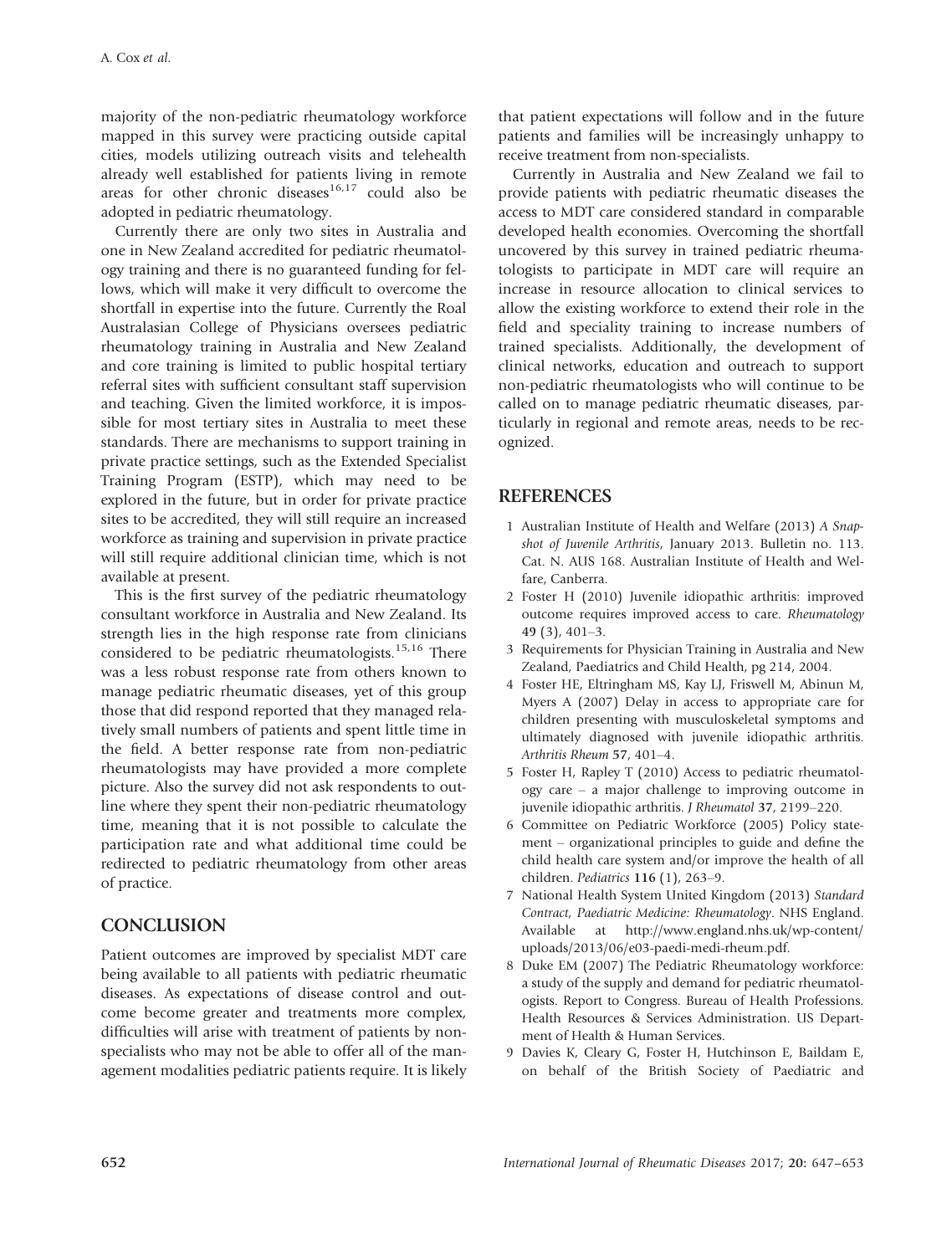majority of the non-pediatric rheumatology workforce mapped in this survey were practicing outside capital cities, models utilizing outreach visits and telehealth already well established for patients living in remote areas for other chronic diseases[16,17] could also be adopted in pediatric rheumatology.

Currently there are only two sites in Australia and one in New Zealand accredited for pediatric rheumatology training and there is no guaranteed funding for fellows, which will make it very difficult to overcome the shortfall in expertise into the future. Currently the Roal Australasian College of Physicians oversees pediatric rheumatology training in Australia and New Zealand and core training is limited to public hospital tertiary referral sites with sufficient consultant staff supervision and teaching. Given the limited workforce, it is impossible for most tertiary sites in Australia to meet these standards. There are mechanisms to support training in private practice settings, such as the Extended Specialist Training Program (ESTP), which may need to be explored in the future, but in order for private practice sites to be accredited, they will still require an increased workforce as training and supervision in private practice will still require additional clinician time, which is not available at present.

This is the first survey of the pediatric rheumatology consultant workforce in Australia and New Zealand. Its strength lies in the high response rate from clinicians considered to be pediatric rheumatologists.[15,16] There was a less robust response rate from others known to manage pediatric rheumatic diseases, yet of this group those that did respond reported that they managed relatively small numbers of patients and spent little time in the field. A better response rate from non-pediatric rheumatologists may have provided a more complete picture. Also the survey did not ask respondents to outline where they spent their non-pediatric rheumatology time, meaning that it is not possible to calculate the participation rate and what additional time could be redirected to pediatric rheumatology from other areas of practice.

## CONCLUSION

Patient outcomes are improved by specialist MDT care being available to all patients with pediatric rheumatic diseases. As expectations of disease control and outcome become greater and treatments more complex, difficulties will arise with treatment of patients by non-specialists who may not be able to offer all of the management modalities pediatric patients require. It is likely that patient expectations will follow and in the future patients and families will be increasingly unhappy to receive treatment from non-specialists.

Currently in Australia and New Zealand we fail to provide patients with pediatric rheumatic diseases the access to MDT care considered standard in comparable developed health economies. Overcoming the shortfall uncovered by this survey in trained pediatric rheumatologists to participate in MDT care will require an increase in resource allocation to clinical services to allow the existing workforce to extend their role in the field and speciality training to increase numbers of trained specialists. Additionally, the development of clinical networks, education and outreach to support non-pediatric rheumatologists who will continue to be called on to manage pediatric rheumatic diseases, particularly in regional and remote areas, needs to be recognized.

## REFERENCES

1. Australian Institute of Health and Welfare (2013) *A Snapshot of Juvenile Arthritis*, January 2013. Bulletin no. 113. Cat. N. AUS 168. Australian Institute of Health and Welfare, Canberra.
2. Foster H (2010) Juvenile idiopathic arthritis: improved outcome requires improved access to care. *Rheumatology* **49** (3), 401–3.
3. Requirements for Physician Training in Australia and New Zealand, Paediatrics and Child Health, pg 214, 2004.
4. Foster HE, Eltringham MS, Kay LJ, Friswell M, Abinun M, Myers A (2007) Delay in access to appropriate care for children presenting with musculoskeletal symptoms and ultimately diagnosed with juvenile idiopathic arthritis. *Arthritis Rheum* **57**, 401–4.
5. Foster H, Rapley T (2010) Access to pediatric rheumatology care – a major challenge to improving outcome in juvenile idiopathic arthritis. *J Rheumatol* **37**, 2199–220.
6. Committee on Pediatric Workforce (2005) Policy statement – organizational principles to guide and define the child health care system and/or improve the health of all children. *Pediatrics* **116** (1), 263–9.
7. National Health System United Kingdom (2013) *Standard Contract, Paediatric Medicine: Rheumatology*. NHS England. Available at http://www.england.nhs.uk/wp-content/uploads/2013/06/e03-paedi-medi-rheum.pdf.
8. Duke EM (2007) The Pediatric Rheumatology workforce: a study of the supply and demand for pediatric rheumatologists. Report to Congress. Bureau of Health Professions. Health Resources & Services Administration. US Department of Health & Human Services.
9. Davies K, Cleary G, Foster H, Hutchinson E, Baildam E, on behalf of the British Society of Paediatric and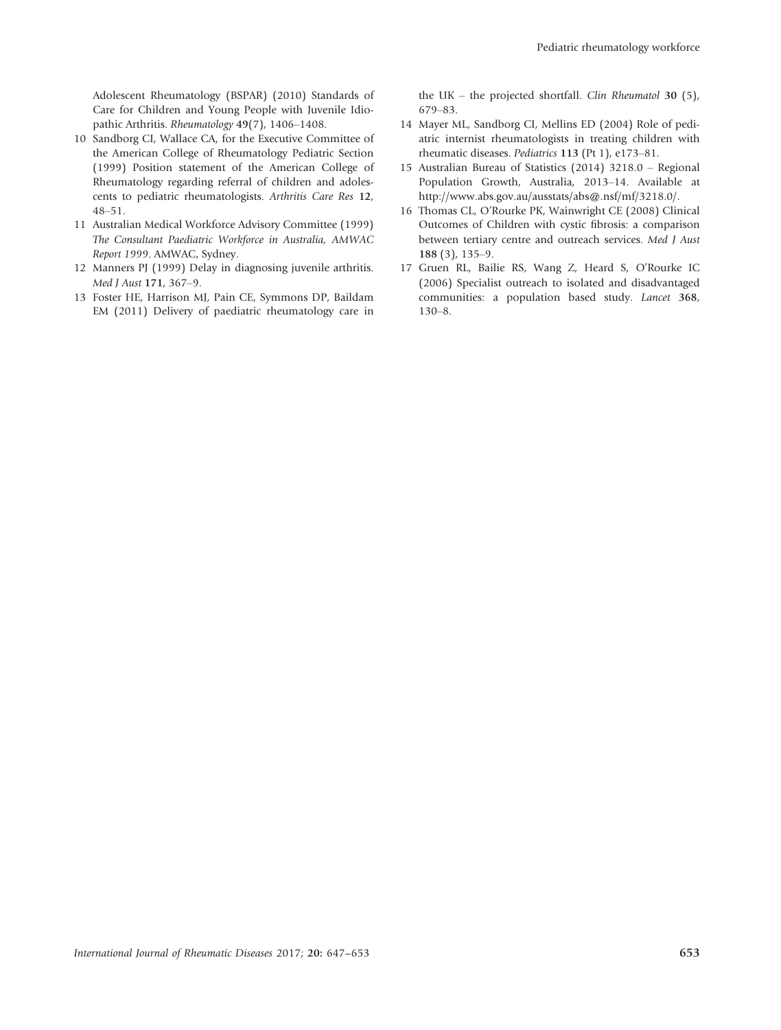Adolescent Rheumatology (BSPAR) (2010) Standards of Care for Children and Young People with Juvenile Idiopathic Arthritis. *Rheumatology* **49**(7), 1406–1408.

10 Sandborg CI, Wallace CA, for the Executive Committee of the American College of Rheumatology Pediatric Section (1999) Position statement of the American College of Rheumatology regarding referral of children and adolescents to pediatric rheumatologists. *Arthritis Care Res* **12**, 48–51.

11 Australian Medical Workforce Advisory Committee (1999) *The Consultant Paediatric Workforce in Australia, AMWAC Report 1999*. AMWAC, Sydney.

12 Manners PJ (1999) Delay in diagnosing juvenile arthritis. *Med J Aust* **171**, 367–9.

13 Foster HE, Harrison MJ, Pain CE, Symmons DP, Baildam EM (2011) Delivery of paediatric rheumatology care in the UK – the projected shortfall. *Clin Rheumatol* **30** (5), 679–83.

14 Mayer ML, Sandborg CI, Mellins ED (2004) Role of pediatric internist rheumatologists in treating children with rheumatic diseases. *Pediatrics* **113** (Pt 1), e173–81.

15 Australian Bureau of Statistics (2014) 3218.0 – Regional Population Growth, Australia, 2013–14. Available at http://www.abs.gov.au/ausstats/abs@.nsf/mf/3218.0/.

16 Thomas CL, O'Rourke PK, Wainwright CE (2008) Clinical Outcomes of Children with cystic fibrosis: a comparison between tertiary centre and outreach services. *Med J Aust* **188** (3), 135–9.

17 Gruen RL, Bailie RS, Wang Z, Heard S, O'Rourke IC (2006) Specialist outreach to isolated and disadvantaged communities: a population based study. *Lancet* **368**, 130–8.